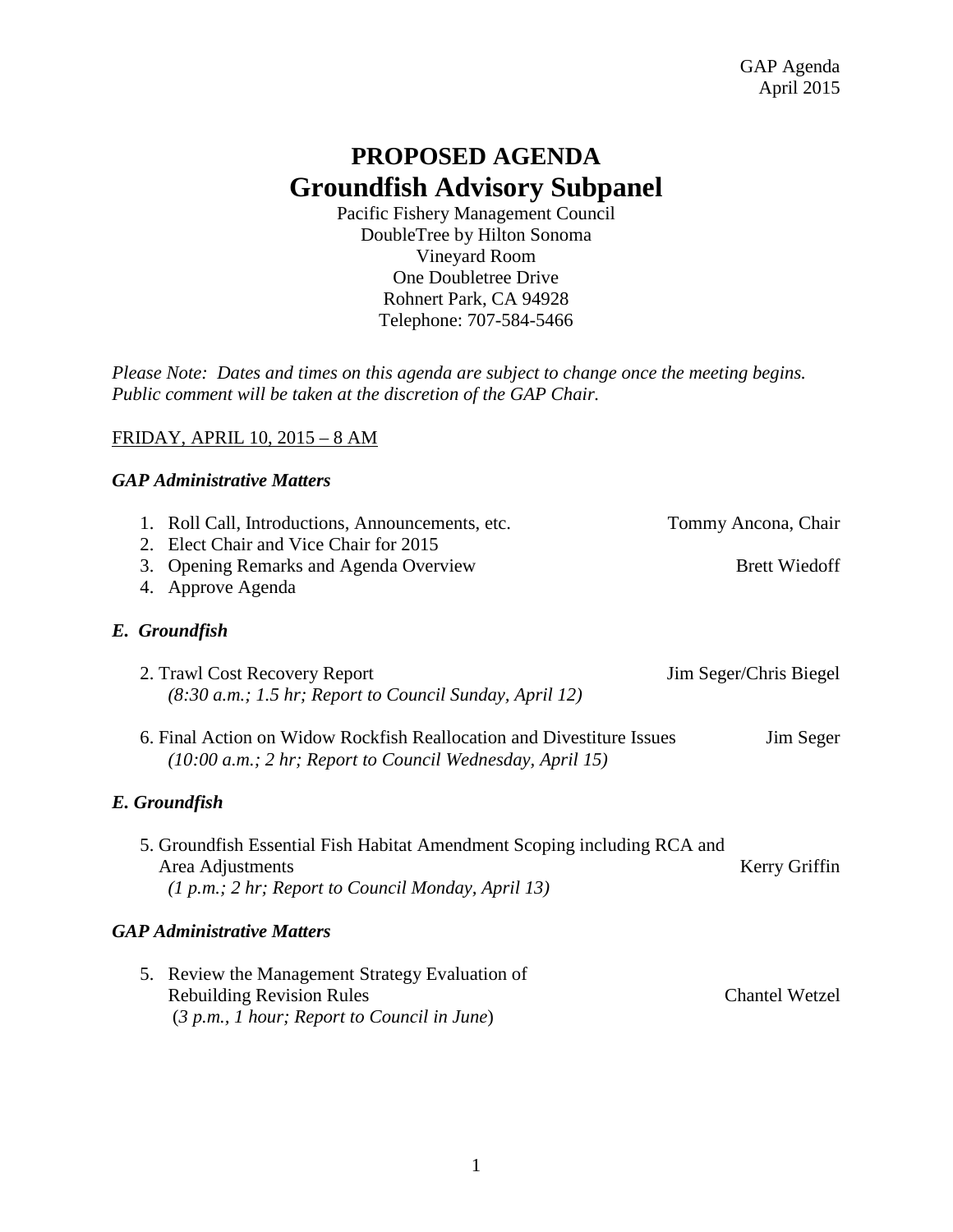GAP Agenda
April 2015

# PROPOSED AGENDA
# Groundfish Advisory Subpanel

Pacific Fishery Management Council
DoubleTree by Hilton Sonoma
Vineyard Room
One Doubletree Drive
Rohnert Park, CA 94928
Telephone: 707-584-5466

*Please Note: Dates and times on this agenda are subject to change once the meeting begins. Public comment will be taken at the discretion of the GAP Chair.*

FRIDAY, APRIL 10, 2015 – 8 AM

### *GAP Administrative Matters*

1. Roll Call, Introductions, Announcements, etc. — Tommy Ancona, Chair
2. Elect Chair and Vice Chair for 2015
3. Opening Remarks and Agenda Overview — Brett Wiedoff
4. Approve Agenda

### *E. Groundfish*

2. Trawl Cost Recovery Report — Jim Seger/Chris Biegel
   *(8:30 a.m.; 1.5 hr; Report to Council Sunday, April 12)*

6. Final Action on Widow Rockfish Reallocation and Divestiture Issues — Jim Seger
   *(10:00 a.m.; 2 hr; Report to Council Wednesday, April 15)*

### *E. Groundfish*

5. Groundfish Essential Fish Habitat Amendment Scoping including RCA and Area Adjustments — Kerry Griffin
   *(1 p.m.; 2 hr; Report to Council Monday, April 13)*

### *GAP Administrative Matters*

5. Review the Management Strategy Evaluation of Rebuilding Revision Rules — Chantel Wetzel
   (*3 p.m., 1 hour; Report to Council in June*)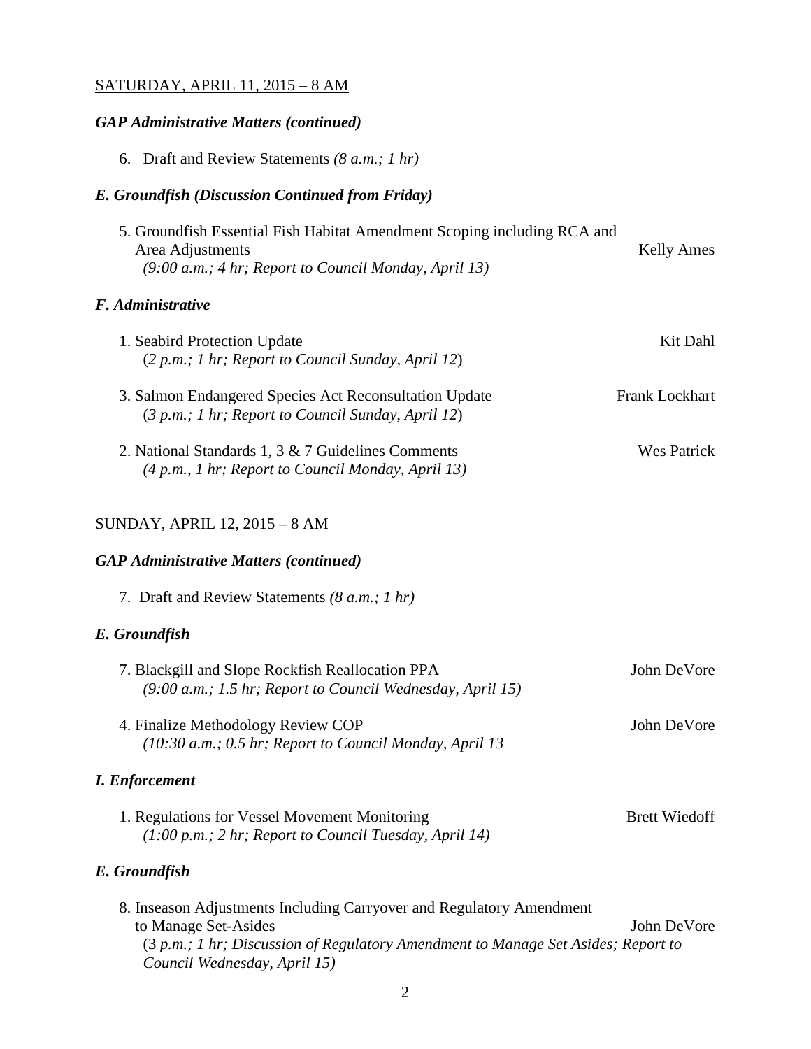<u>SATURDAY, APRIL 11, 2015 – 8 AM</u>

***GAP Administrative Matters (continued)***

6. Draft and Review Statements *(8 a.m.; 1 hr)*

***E. Groundfish (Discussion Continued from Friday)***

5. Groundfish Essential Fish Habitat Amendment Scoping including RCA and Area Adjustments — Kelly Ames
   *(9:00 a.m.; 4 hr; Report to Council Monday, April 13)*

***F. Administrative***

1. Seabird Protection Update — Kit Dahl
   (*2 p.m.; 1 hr; Report to Council Sunday, April 12*)

3. Salmon Endangered Species Act Reconsultation Update — Frank Lockhart
   (*3 p.m.; 1 hr; Report to Council Sunday, April 12*)

2. National Standards 1, 3 & 7 Guidelines Comments — Wes Patrick
   *(4 p.m., 1 hr; Report to Council Monday, April 13)*

<u>SUNDAY, APRIL 12, 2015 – 8 AM</u>

***GAP Administrative Matters (continued)***

7. Draft and Review Statements *(8 a.m.; 1 hr)*

***E. Groundfish***

7. Blackgill and Slope Rockfish Reallocation PPA — John DeVore
   *(9:00 a.m.; 1.5 hr; Report to Council Wednesday, April 15)*

4. Finalize Methodology Review COP — John DeVore
   *(10:30 a.m.; 0.5 hr; Report to Council Monday, April 13*

***I. Enforcement***

1. Regulations for Vessel Movement Monitoring — Brett Wiedoff
   *(1:00 p.m.; 2 hr; Report to Council Tuesday, April 14)*

***E. Groundfish***

8. Inseason Adjustments Including Carryover and Regulatory Amendment to Manage Set-Asides — John DeVore
   (*3 p.m.; 1 hr; Discussion of Regulatory Amendment to Manage Set Asides; Report to Council Wednesday, April 15)*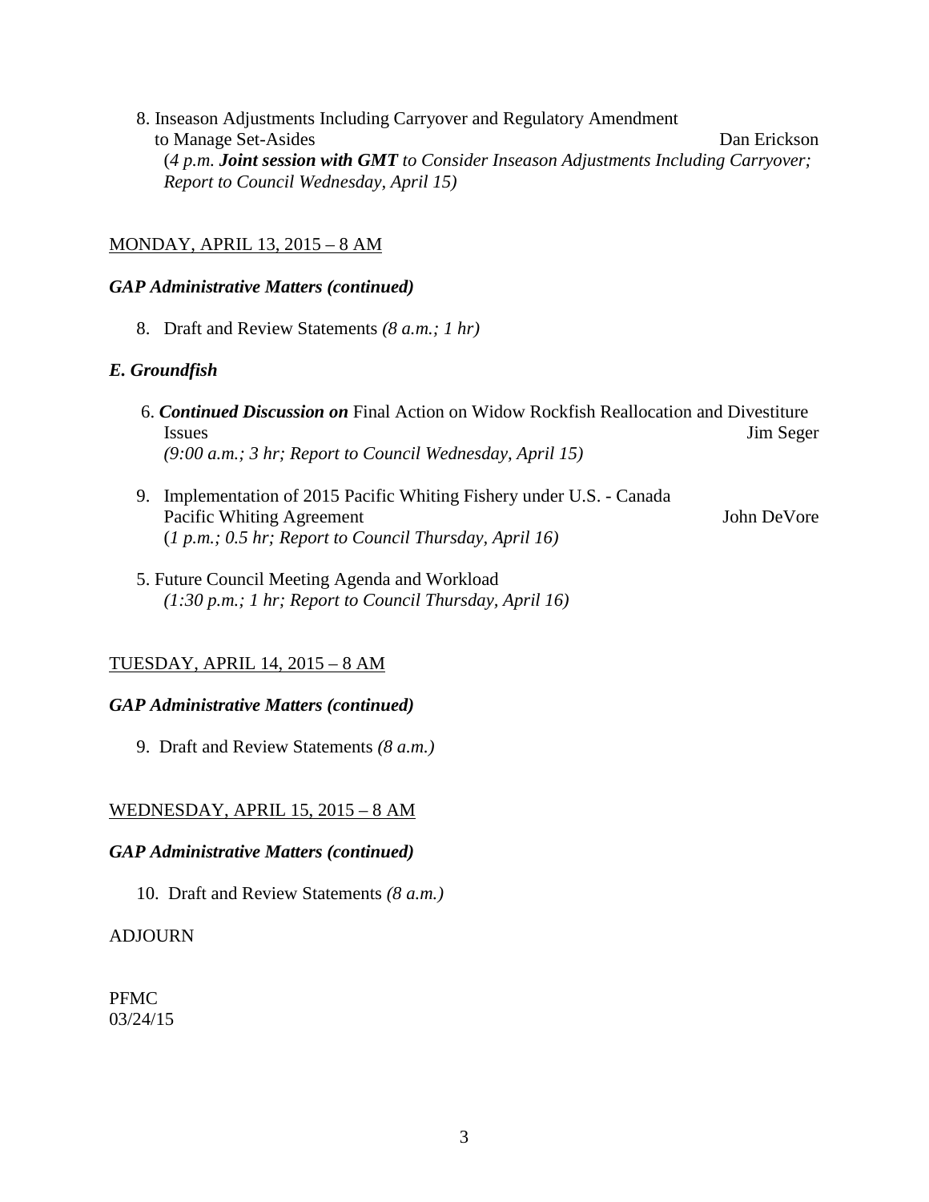8. Inseason Adjustments Including Carryover and Regulatory Amendment to Manage Set-Asides — Dan Erickson
   (*4 p.m.* ***Joint session with GMT*** *to Consider Inseason Adjustments Including Carryover; Report to Council Wednesday, April 15)*

<u>MONDAY, APRIL 13, 2015 – 8 AM</u>

***GAP Administrative Matters (continued)***

8. Draft and Review Statements *(8 a.m.; 1 hr)*

***E. Groundfish***

6. ***Continued Discussion on*** Final Action on Widow Rockfish Reallocation and Divestiture Issues — Jim Seger
   *(9:00 a.m.; 3 hr; Report to Council Wednesday, April 15)*

9. Implementation of 2015 Pacific Whiting Fishery under U.S. - Canada Pacific Whiting Agreement — John DeVore
   (*1 p.m.; 0.5 hr; Report to Council Thursday, April 16)*

5. Future Council Meeting Agenda and Workload
   *(1:30 p.m.; 1 hr; Report to Council Thursday, April 16)*

<u>TUESDAY, APRIL 14, 2015 – 8 AM</u>

***GAP Administrative Matters (continued)***

9. Draft and Review Statements *(8 a.m.)*

<u>WEDNESDAY, APRIL 15, 2015 – 8 AM</u>

***GAP Administrative Matters (continued)***

10. Draft and Review Statements *(8 a.m.)*

ADJOURN

PFMC
03/24/15